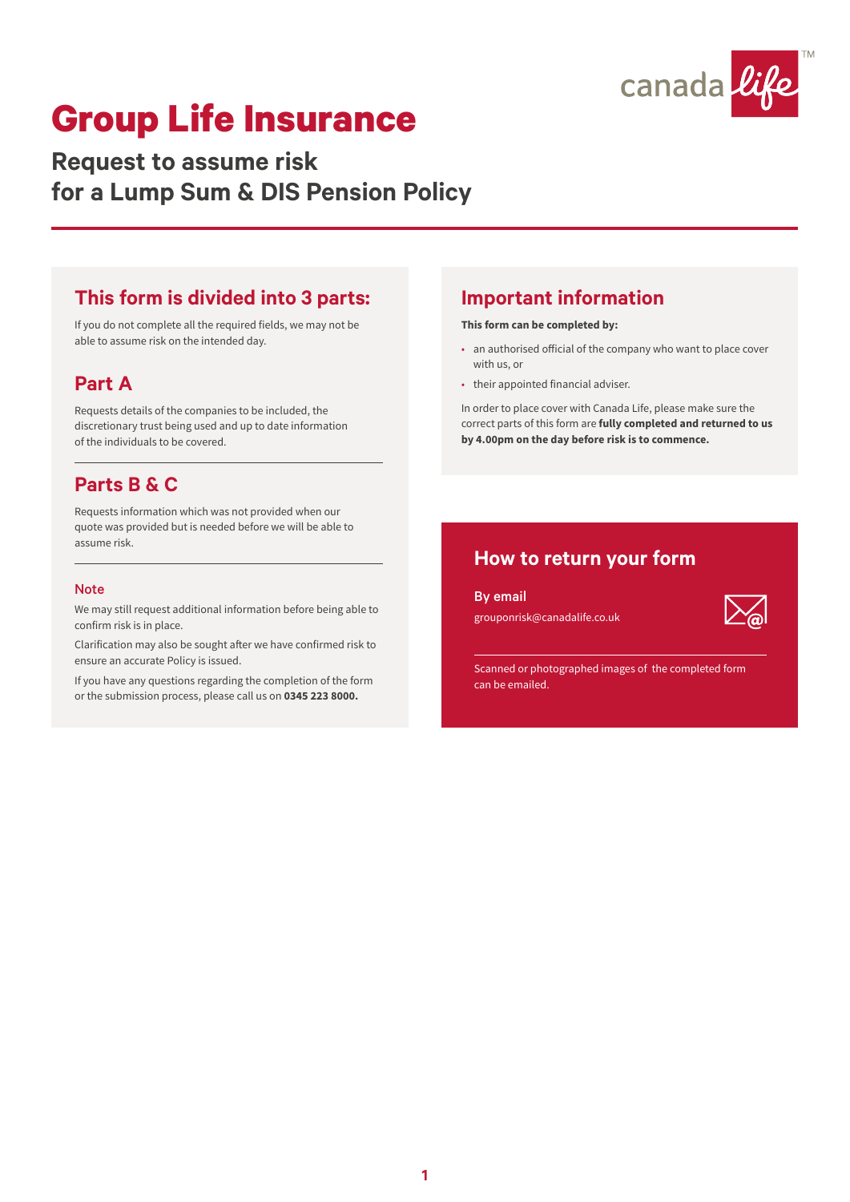# Group Life Insurance

## Request to assume risk for a Lump Sum & DIS Pension Policy

### This form is divided into 3 parts:

If you do not complete all the required fields, we may not be able to assume risk on the intended day.

### Part A

Requests details of the companies to be included, the discretionary trust being used and up to date information of the individuals to be covered.

### Parts B & C

Requests information which was not provided when our quote was provided but is needed before we will be able to assume risk.

#### Note

We may still request additional information before being able to confirm risk is in place.

Clarification may also be sought after we have confirmed risk to ensure an accurate Policy is issued.

If you have any questions regarding the completion of the form or the submission process, please call us on **0345 223 8000.**

### Important information

**This form can be completed by:**

- an authorised official of the company who want to place cover with us, or
- their appointed financial adviser.

In order to place cover with Canada Life, please make sure the correct parts of this form are **fully completed and returned to us by 4.00pm on the day before risk is to commence.**

### How to return your form

**By email**

grouponrisk@canadalife.co.uk

Scanned or photographed images of the completed form can be emailed.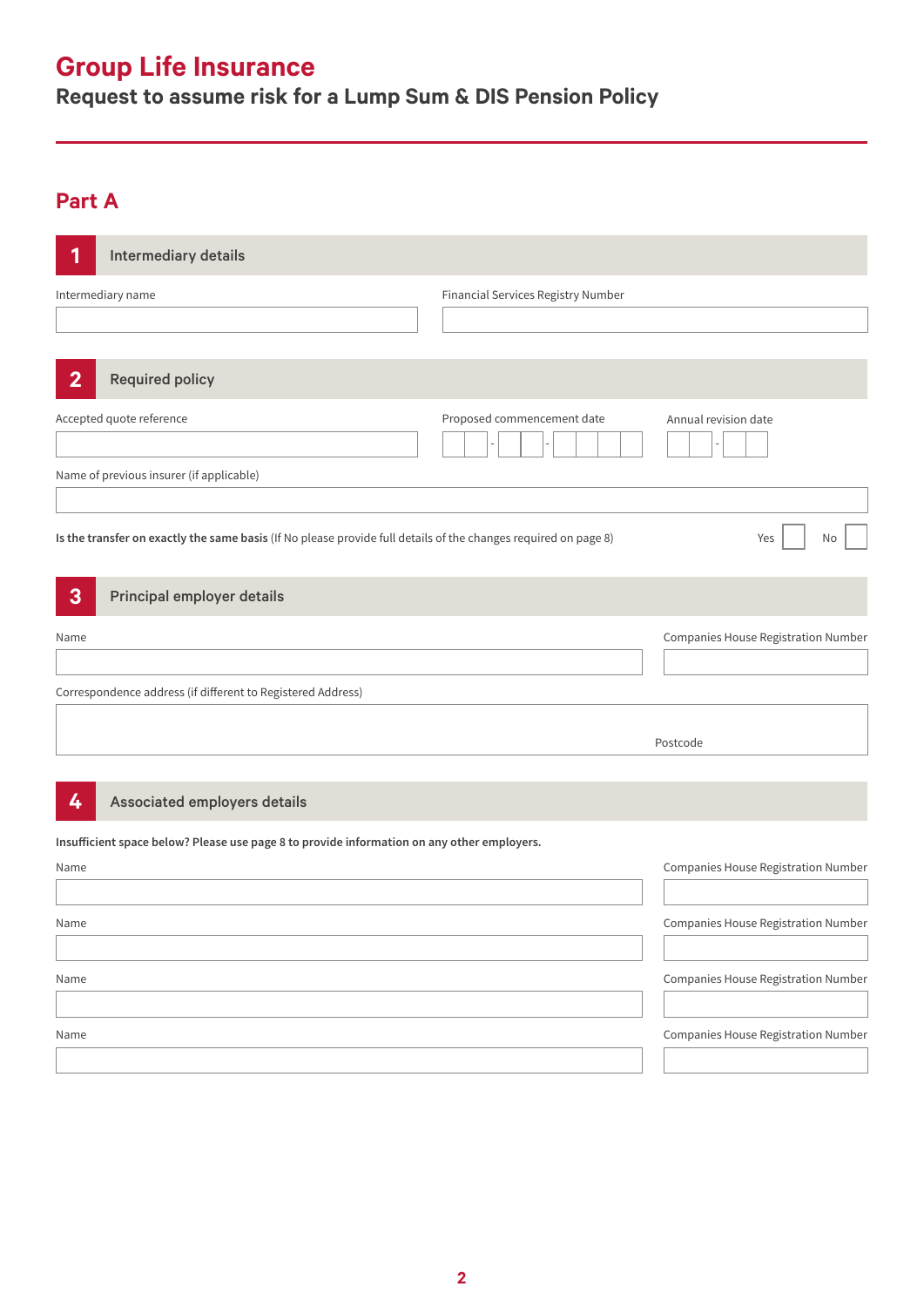# Group Life Insurance

## Request to assume risk for a Lump Sum & DIS Pension Policy

## Part A

### 1 Intermediary details

Intermediary name

Financial Services Registry Number

### 2 Required policy

Accepted quote reference

Proposed commencement date __ __ - __ __ - __ __ __ __

Annual revision date __ __ - __ __

Name of previous insurer (if applicable)

**Is the transfer on exactly the same basis** (If No please provide full details of the changes required on page 8) Yes ☐ No ☐

### 3 Principal employer details

Name

Companies House Registration Number

Correspondence address (if different to Registered Address)

Postcode

### 4 Associated employers details

**Insufficient space below? Please use page 8 to provide information on any other employers.**

| Name | Companies House Registration Number |
|---|---|
| | |
| | |
| | |
| | |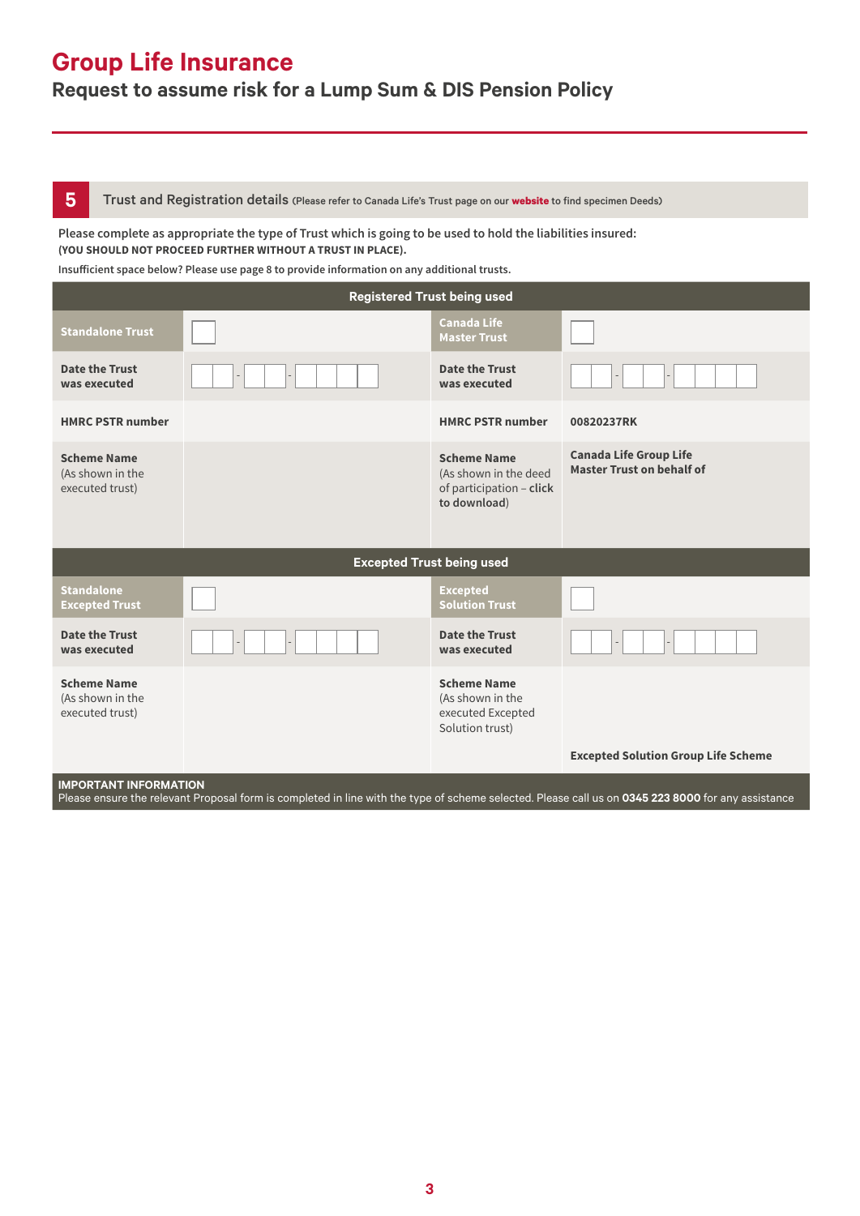# Group Life Insurance

## Request to assume risk for a Lump Sum & DIS Pension Policy

## 5 Trust and Registration details (Please refer to Canada Life's Trust page on our **website** to find specimen Deeds)

Please complete as appropriate the type of Trust which is going to be used to hold the liabilities insured:
**(YOU SHOULD NOT PROCEED FURTHER WITHOUT A TRUST IN PLACE).**

Insufficient space below? Please use page 8 to provide information on any additional trusts.

| Registered Trust being used | | | |
|---|---|---|---|
| **Standalone Trust** | ☐ | **Canada Life Master Trust** | ☐ |
| **Date the Trust was executed** | __ __ - __ __ - __ __ __ __ | **Date the Trust was executed** | __ __ - __ __ - __ __ __ __ |
| **HMRC PSTR number** | | **HMRC PSTR number** | 00820237RK |
| **Scheme Name** (As shown in the executed trust) | | **Scheme Name** (As shown in the deed of participation – **click to download**) | **Canada Life Group Life Master Trust on behalf of** |

| Excepted Trust being used | | | |
|---|---|---|---|
| **Standalone Excepted Trust** | ☐ | **Excepted Solution Trust** | ☐ |
| **Date the Trust was executed** | __ __ - __ __ - __ __ __ __ | **Date the Trust was executed** | __ __ - __ __ - __ __ __ __ |
| **Scheme Name** (As shown in the executed trust) | | **Scheme Name** (As shown in the executed Excepted Solution trust) | **Excepted Solution Group Life Scheme** |

**IMPORTANT INFORMATION**
Please ensure the relevant Proposal form is completed in line with the type of scheme selected. Please call us on **0345 223 8000** for any assistance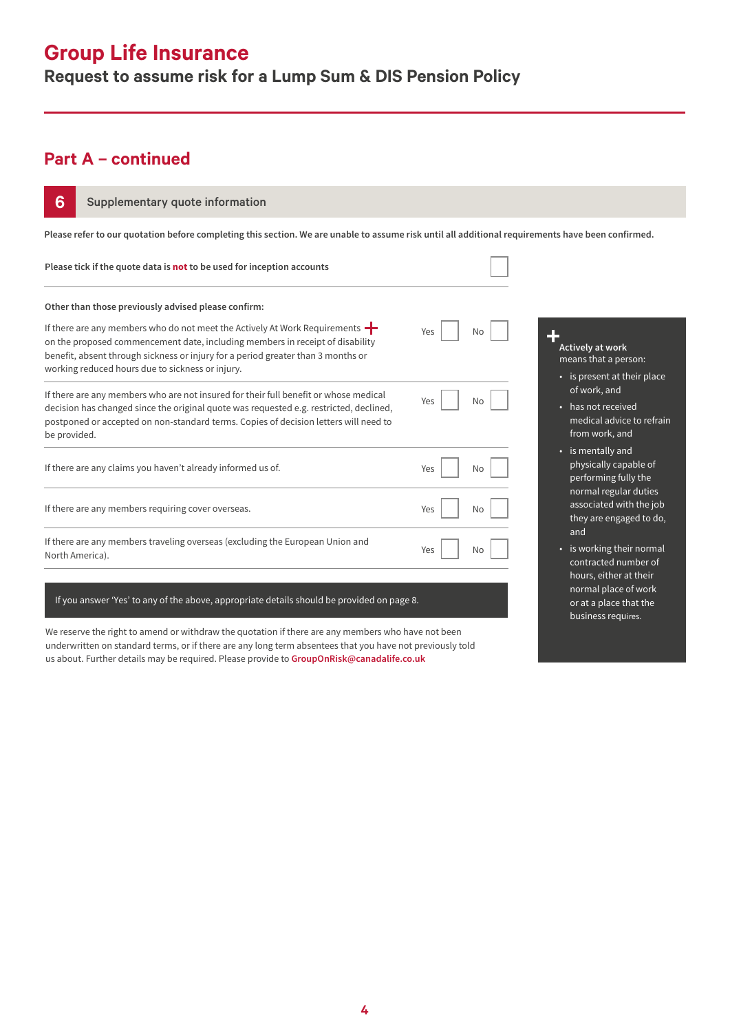# Group Life Insurance

## Request to assume risk for a Lump Sum & DIS Pension Policy

## Part A – continued

### 6 Supplementary quote information

**Please refer to our quotation before completing this section. We are unable to assume risk until all additional requirements have been confirmed.**

**Please tick if the quote data is not to be used for inception accounts** ☐

**Other than those previously advised please confirm:**

| | Yes | No |
|---|---|---|
| If there are any members who do not meet the Actively At Work Requirements + on the proposed commencement date, including members in receipt of disability benefit, absent through sickness or injury for a period greater than 3 months or working reduced hours due to sickness or injury. | ☐ | ☐ |
| If there are any members who are not insured for their full benefit or whose medical decision has changed since the original quote was requested e.g. restricted, declined, postponed or accepted on non-standard terms. Copies of decision letters will need to be provided. | ☐ | ☐ |
| If there are any claims you haven't already informed us of. | ☐ | ☐ |
| If there are any members requiring cover overseas. | ☐ | ☐ |
| If there are any members traveling overseas (excluding the European Union and North America). | ☐ | ☐ |

If you answer 'Yes' to any of the above, appropriate details should be provided on page 8.

We reserve the right to amend or withdraw the quotation if there are any members who have not been underwritten on standard terms, or if there are any long term absentees that you have not previously told us about. Further details may be required. Please provide to GroupOnRisk@canadalife.co.uk

+ **Actively at work** means that a person:

- is present at their place of work, and
- has not received medical advice to refrain from work, and
- is mentally and physically capable of performing fully the normal regular duties associated with the job they are engaged to do, and
- is working their normal contracted number of hours, either at their normal place of work or at a place that the business requires.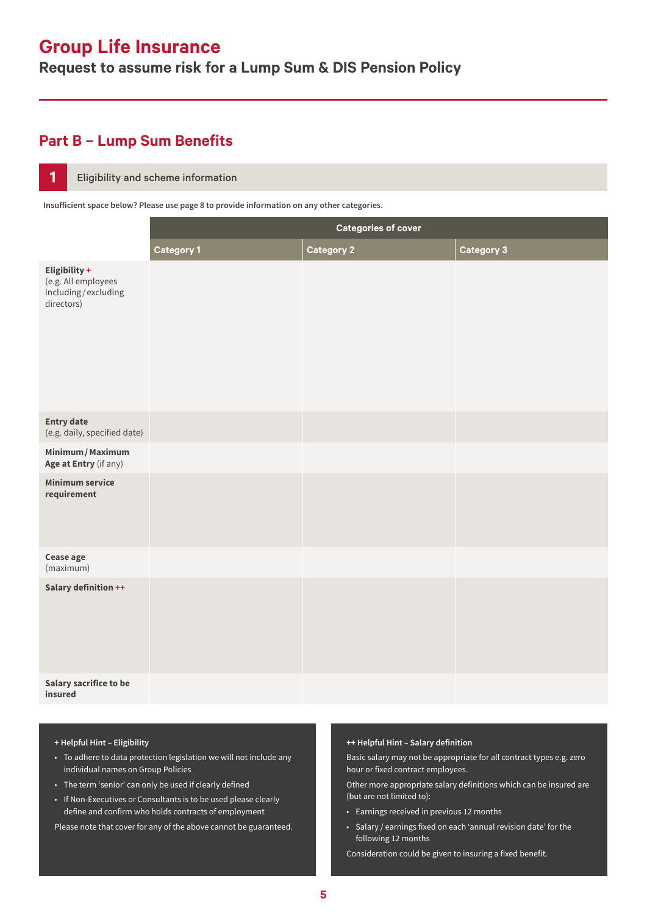# Group Life Insurance

## Request to assume risk for a Lump Sum & DIS Pension Policy

## Part B – Lump Sum Benefits

### 1 Eligibility and scheme information

**Insufficient space below? Please use page 8 to provide information on any other categories.**

| | Categories of cover | | |
|---|---|---|---|
| | **Category 1** | **Category 2** | **Category 3** |
| **Eligibility +** (e.g. All employees including/excluding directors) | | | |
| **Entry date** (e.g. daily, specified date) | | | |
| **Minimum/Maximum Age at Entry** (if any) | | | |
| **Minimum service requirement** | | | |
| **Cease age** (maximum) | | | |
| **Salary definition ++** | | | |
| **Salary sacrifice to be insured** | | | |

**+ Helpful Hint – Eligibility**

- To adhere to data protection legislation we will not include any individual names on Group Policies
- The term 'senior' can only be used if clearly defined
- If Non-Executives or Consultants is to be used please clearly define and confirm who holds contracts of employment

Please note that cover for any of the above cannot be guaranteed.

**++ Helpful Hint – Salary definition**

Basic salary may not be appropriate for all contract types e.g. zero hour or fixed contract employees.

Other more appropriate salary definitions which can be insured are (but are not limited to):

- Earnings received in previous 12 months
- Salary / earnings fixed on each 'annual revision date' for the following 12 months

Consideration could be given to insuring a fixed benefit.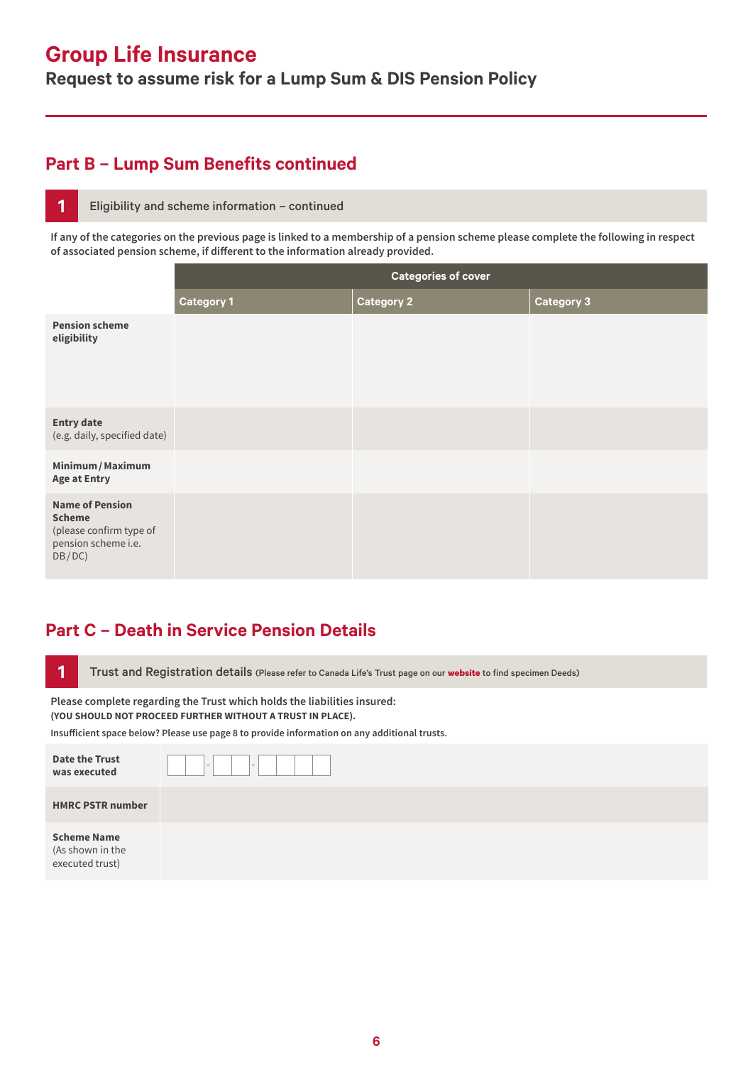# Group Life Insurance

## Request to assume risk for a Lump Sum & DIS Pension Policy

## Part B – Lump Sum Benefits continued

### 1 Eligibility and scheme information – continued

**If any of the categories on the previous page is linked to a membership of a pension scheme please complete the following in respect of associated pension scheme, if different to the information already provided.**

| | Categories of cover | | |
|---|---|---|---|
| | **Category 1** | **Category 2** | **Category 3** |
| **Pension scheme eligibility** | | | |
| **Entry date** (e.g. daily, specified date) | | | |
| **Minimum / Maximum Age at Entry** | | | |
| **Name of Pension Scheme** (please confirm type of pension scheme i.e. DB / DC) | | | |

## Part C – Death in Service Pension Details

### 1 Trust and Registration details (Please refer to Canada Life's Trust page on our **website** to find specimen Deeds)

**Please complete regarding the Trust which holds the liabilities insured:**
**(YOU SHOULD NOT PROCEED FURTHER WITHOUT A TRUST IN PLACE).**

**Insufficient space below? Please use page 8 to provide information on any additional trusts.**

| | |
|---|---|
| **Date the Trust was executed** | _ _ - _ _ - _ _ _ _ |
| **HMRC PSTR number** | |
| **Scheme Name** (As shown in the executed trust) | |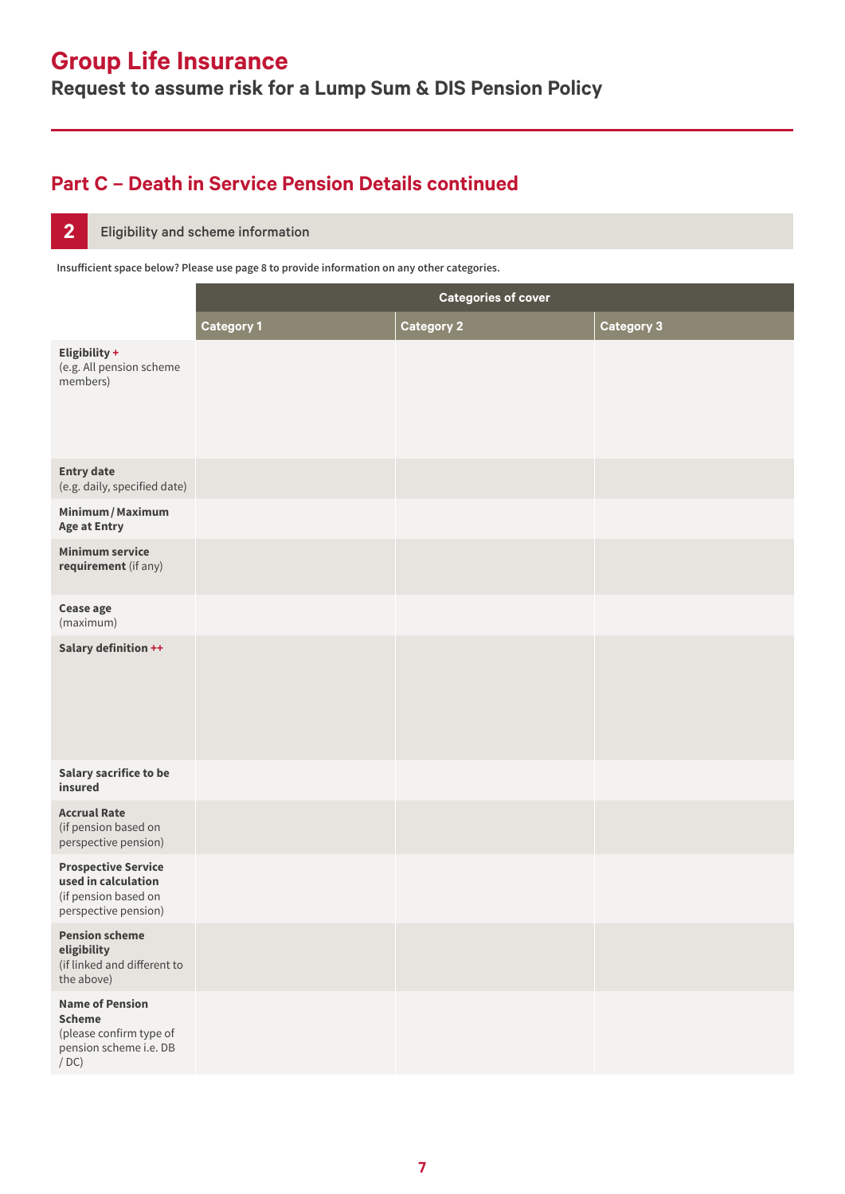# Group Life Insurance

## Request to assume risk for a Lump Sum & DIS Pension Policy

## Part C – Death in Service Pension Details continued

### 2 Eligibility and scheme information

**Insufficient space below? Please use page 8 to provide information on any other categories.**

| | Categories of cover | | |
|---|---|---|---|
| | **Category 1** | **Category 2** | **Category 3** |
| **Eligibility +** (e.g. All pension scheme members) | | | |
| **Entry date** (e.g. daily, specified date) | | | |
| **Minimum / Maximum Age at Entry** | | | |
| **Minimum service requirement** (if any) | | | |
| **Cease age** (maximum) | | | |
| **Salary definition ++** | | | |
| **Salary sacrifice to be insured** | | | |
| **Accrual Rate** (if pension based on perspective pension) | | | |
| **Prospective Service used in calculation** (if pension based on perspective pension) | | | |
| **Pension scheme eligibility** (if linked and different to the above) | | | |
| **Name of Pension Scheme** (please confirm type of pension scheme i.e. DB / DC) | | | |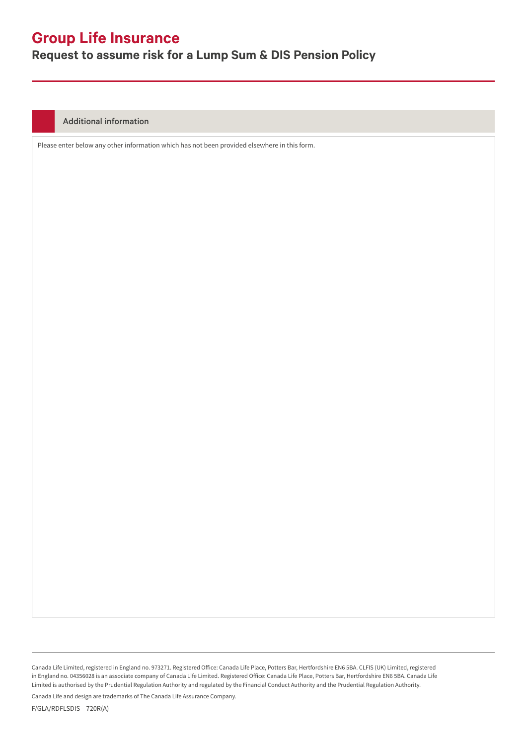# Group Life Insurance

## Request to assume risk for a Lump Sum & DIS Pension Policy

### Additional information

Please enter below any other information which has not been provided elsewhere in this form.

Canada Life Limited, registered in England no. 973271. Registered Office: Canada Life Place, Potters Bar, Hertfordshire EN6 5BA. CLFIS (UK) Limited, registered in England no. 04356028 is an associate company of Canada Life Limited. Registered Office: Canada Life Place, Potters Bar, Hertfordshire EN6 5BA. Canada Life Limited is authorised by the Prudential Regulation Authority and regulated by the Financial Conduct Authority and the Prudential Regulation Authority.

Canada Life and design are trademarks of The Canada Life Assurance Company.

F/GLA/RDFLSDIS – 720R(A)